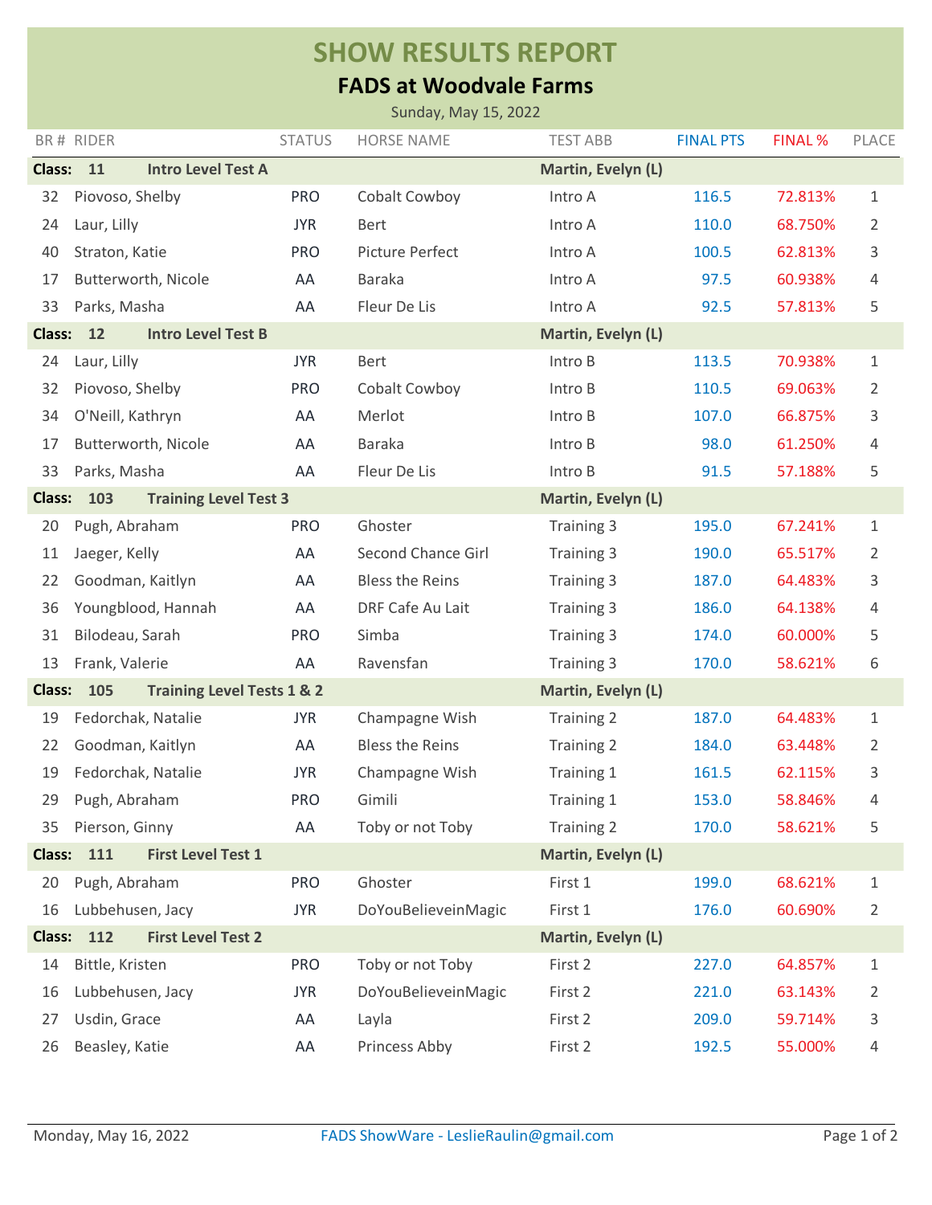# SHOW RESULTS REPORT

## FADS at Woodvale Farms

Sunday, May 15, 2022

| BR # | RIDER | STATUS | HORSE NAME | TEST ABB | FINAL PTS | FINAL % | PLACE |
|---|---|---|---|---|---|---|---|
| **Class: 11** | **Intro Level Test A** | | | **Martin, Evelyn (L)** | | | |
| 32 | Piovoso, Shelby | PRO | Cobalt Cowboy | Intro A | 116.5 | 72.813% | 1 |
| 24 | Laur, Lilly | JYR | Bert | Intro A | 110.0 | 68.750% | 2 |
| 40 | Straton, Katie | PRO | Picture Perfect | Intro A | 100.5 | 62.813% | 3 |
| 17 | Butterworth, Nicole | AA | Baraka | Intro A | 97.5 | 60.938% | 4 |
| 33 | Parks, Masha | AA | Fleur De Lis | Intro A | 92.5 | 57.813% | 5 |
| **Class: 12** | **Intro Level Test B** | | | **Martin, Evelyn (L)** | | | |
| 24 | Laur, Lilly | JYR | Bert | Intro B | 113.5 | 70.938% | 1 |
| 32 | Piovoso, Shelby | PRO | Cobalt Cowboy | Intro B | 110.5 | 69.063% | 2 |
| 34 | O'Neill, Kathryn | AA | Merlot | Intro B | 107.0 | 66.875% | 3 |
| 17 | Butterworth, Nicole | AA | Baraka | Intro B | 98.0 | 61.250% | 4 |
| 33 | Parks, Masha | AA | Fleur De Lis | Intro B | 91.5 | 57.188% | 5 |
| **Class: 103** | **Training Level Test 3** | | | **Martin, Evelyn (L)** | | | |
| 20 | Pugh, Abraham | PRO | Ghoster | Training 3 | 195.0 | 67.241% | 1 |
| 11 | Jaeger, Kelly | AA | Second Chance Girl | Training 3 | 190.0 | 65.517% | 2 |
| 22 | Goodman, Kaitlyn | AA | Bless the Reins | Training 3 | 187.0 | 64.483% | 3 |
| 36 | Youngblood, Hannah | AA | DRF Cafe Au Lait | Training 3 | 186.0 | 64.138% | 4 |
| 31 | Bilodeau, Sarah | PRO | Simba | Training 3 | 174.0 | 60.000% | 5 |
| 13 | Frank, Valerie | AA | Ravensfan | Training 3 | 170.0 | 58.621% | 6 |
| **Class: 105** | **Training Level Tests 1 & 2** | | | **Martin, Evelyn (L)** | | | |
| 19 | Fedorchak, Natalie | JYR | Champagne Wish | Training 2 | 187.0 | 64.483% | 1 |
| 22 | Goodman, Kaitlyn | AA | Bless the Reins | Training 2 | 184.0 | 63.448% | 2 |
| 19 | Fedorchak, Natalie | JYR | Champagne Wish | Training 1 | 161.5 | 62.115% | 3 |
| 29 | Pugh, Abraham | PRO | Gimili | Training 1 | 153.0 | 58.846% | 4 |
| 35 | Pierson, Ginny | AA | Toby or not Toby | Training 2 | 170.0 | 58.621% | 5 |
| **Class: 111** | **First Level Test 1** | | | **Martin, Evelyn (L)** | | | |
| 20 | Pugh, Abraham | PRO | Ghoster | First 1 | 199.0 | 68.621% | 1 |
| 16 | Lubbehusen, Jacy | JYR | DoYouBelieveinMagic | First 1 | 176.0 | 60.690% | 2 |
| **Class: 112** | **First Level Test 2** | | | **Martin, Evelyn (L)** | | | |
| 14 | Bittle, Kristen | PRO | Toby or not Toby | First 2 | 227.0 | 64.857% | 1 |
| 16 | Lubbehusen, Jacy | JYR | DoYouBelieveinMagic | First 2 | 221.0 | 63.143% | 2 |
| 27 | Usdin, Grace | AA | Layla | First 2 | 209.0 | 59.714% | 3 |
| 26 | Beasley, Katie | AA | Princess Abby | First 2 | 192.5 | 55.000% | 4 |

Monday, May 16, 2022 FADS ShowWare - LeslieRaulin@gmail.com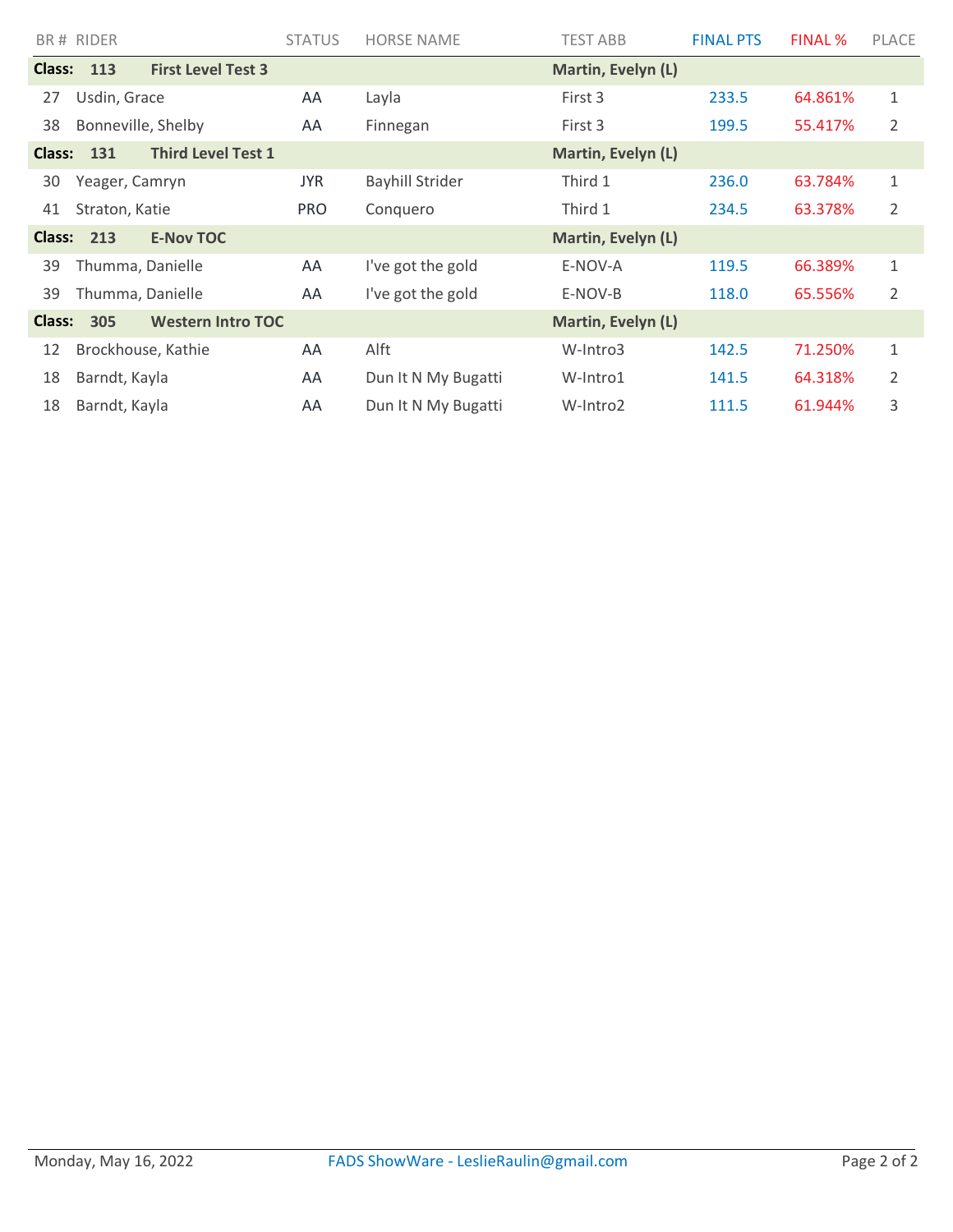| BR # | RIDER | STATUS | HORSE NAME | TEST ABB | FINAL PTS | FINAL % | PLACE |
|---|---|---|---|---|---|---|---|
| **Class: 113** | **First Level Test 3** | | | **Martin, Evelyn (L)** | | | |
| 27 | Usdin, Grace | AA | Layla | First 3 | 233.5 | 64.861% | 1 |
| 38 | Bonneville, Shelby | AA | Finnegan | First 3 | 199.5 | 55.417% | 2 |
| **Class: 131** | **Third Level Test 1** | | | **Martin, Evelyn (L)** | | | |
| 30 | Yeager, Camryn | JYR | Bayhill Strider | Third 1 | 236.0 | 63.784% | 1 |
| 41 | Straton, Katie | PRO | Conquero | Third 1 | 234.5 | 63.378% | 2 |
| **Class: 213** | **E-Nov TOC** | | | **Martin, Evelyn (L)** | | | |
| 39 | Thumma, Danielle | AA | I've got the gold | E-NOV-A | 119.5 | 66.389% | 1 |
| 39 | Thumma, Danielle | AA | I've got the gold | E-NOV-B | 118.0 | 65.556% | 2 |
| **Class: 305** | **Western Intro TOC** | | | **Martin, Evelyn (L)** | | | |
| 12 | Brockhouse, Kathie | AA | Alft | W-Intro3 | 142.5 | 71.250% | 1 |
| 18 | Barndt, Kayla | AA | Dun It N My Bugatti | W-Intro1 | 141.5 | 64.318% | 2 |
| 18 | Barndt, Kayla | AA | Dun It N My Bugatti | W-Intro2 | 111.5 | 61.944% | 3 |

Monday, May 16, 2022 FADS ShowWare - LeslieRaulin@gmail.com